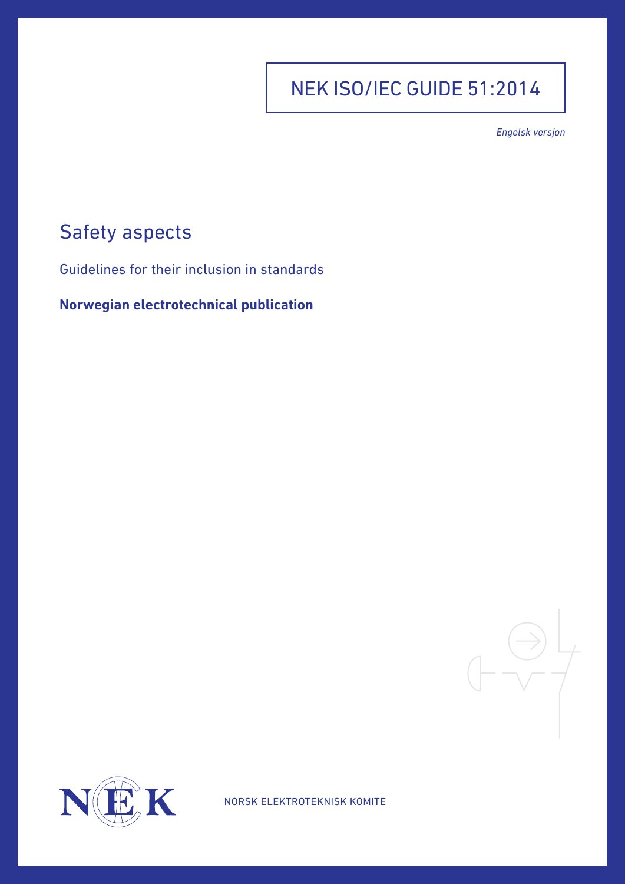# NEK ISO/IEC GUIDE 51:2014

*Engelsk versjon*

## Safety aspects

Guidelines for their inclusion in standards

**Norwegian electrotechnical publication**

NORSK ELEKTROTEKNISK KOMITE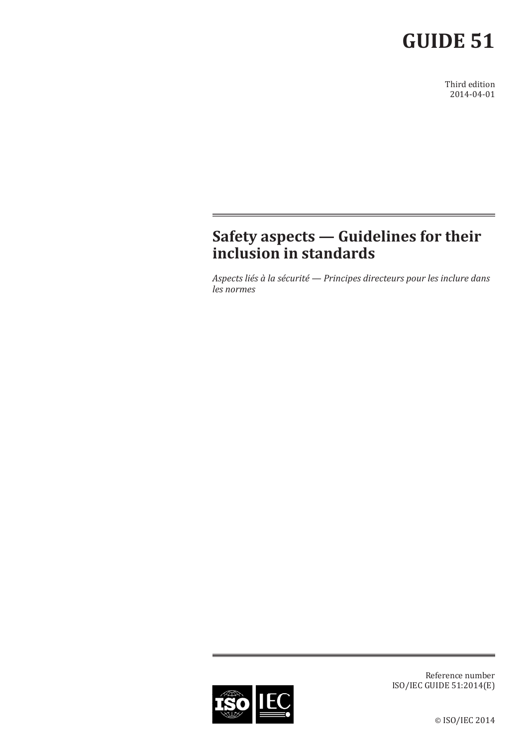# GUIDE 51

Third edition
2014-04-01

## Safety aspects — Guidelines for their inclusion in standards

*Aspects liés à la sécurité — Principes directeurs pour les inclure dans les normes*

Reference number
ISO/IEC GUIDE 51:2014(E)

© ISO/IEC 2014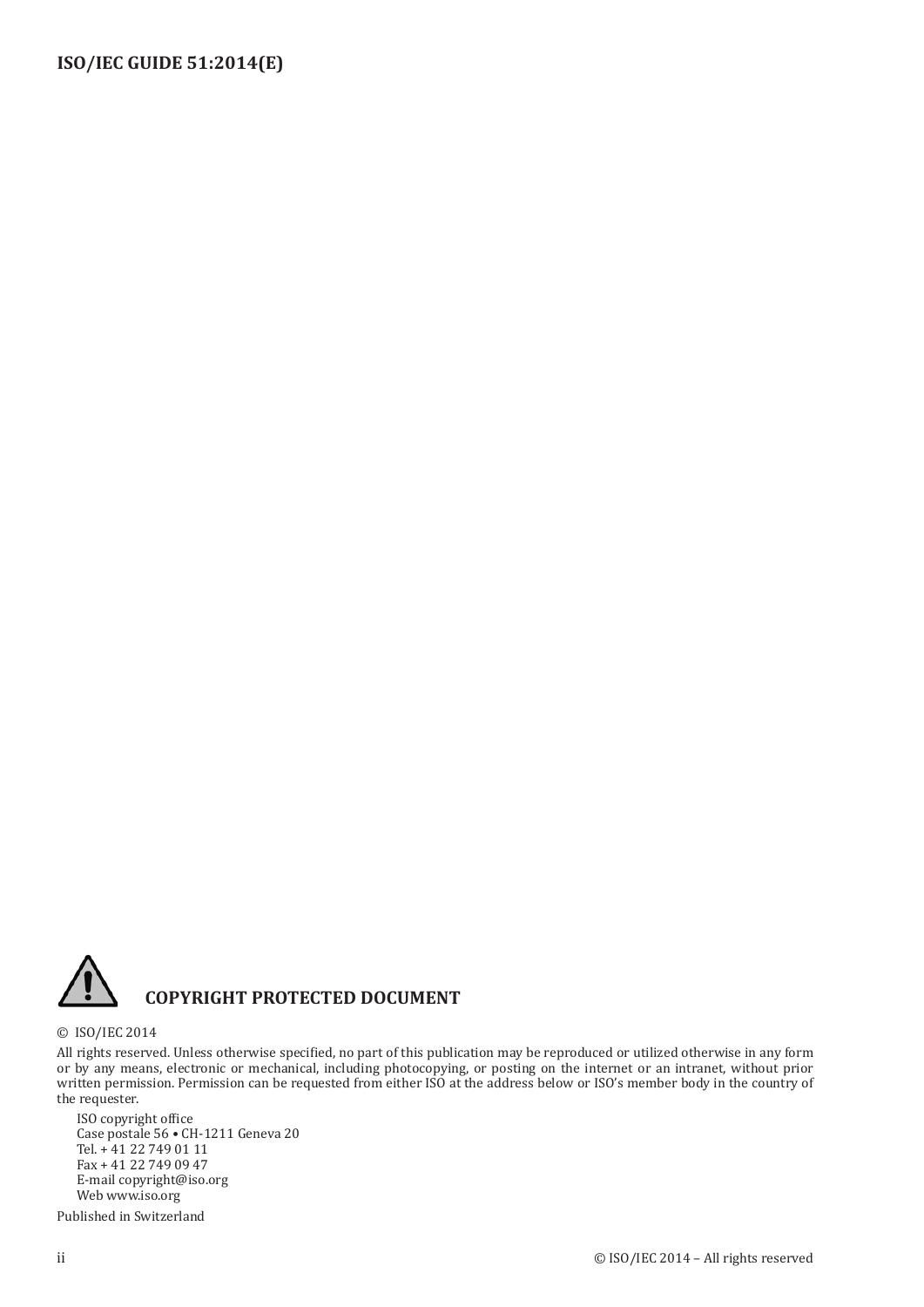## COPYRIGHT PROTECTED DOCUMENT

© ISO/IEC 2014

All rights reserved. Unless otherwise specified, no part of this publication may be reproduced or utilized otherwise in any form or by any means, electronic or mechanical, including photocopying, or posting on the internet or an intranet, without prior written permission. Permission can be requested from either ISO at the address below or ISO's member body in the country of the requester.

ISO copyright office
Case postale 56 • CH-1211 Geneva 20
Tel. + 41 22 749 01 11
Fax + 41 22 749 09 47
E-mail copyright@iso.org
Web www.iso.org

Published in Switzerland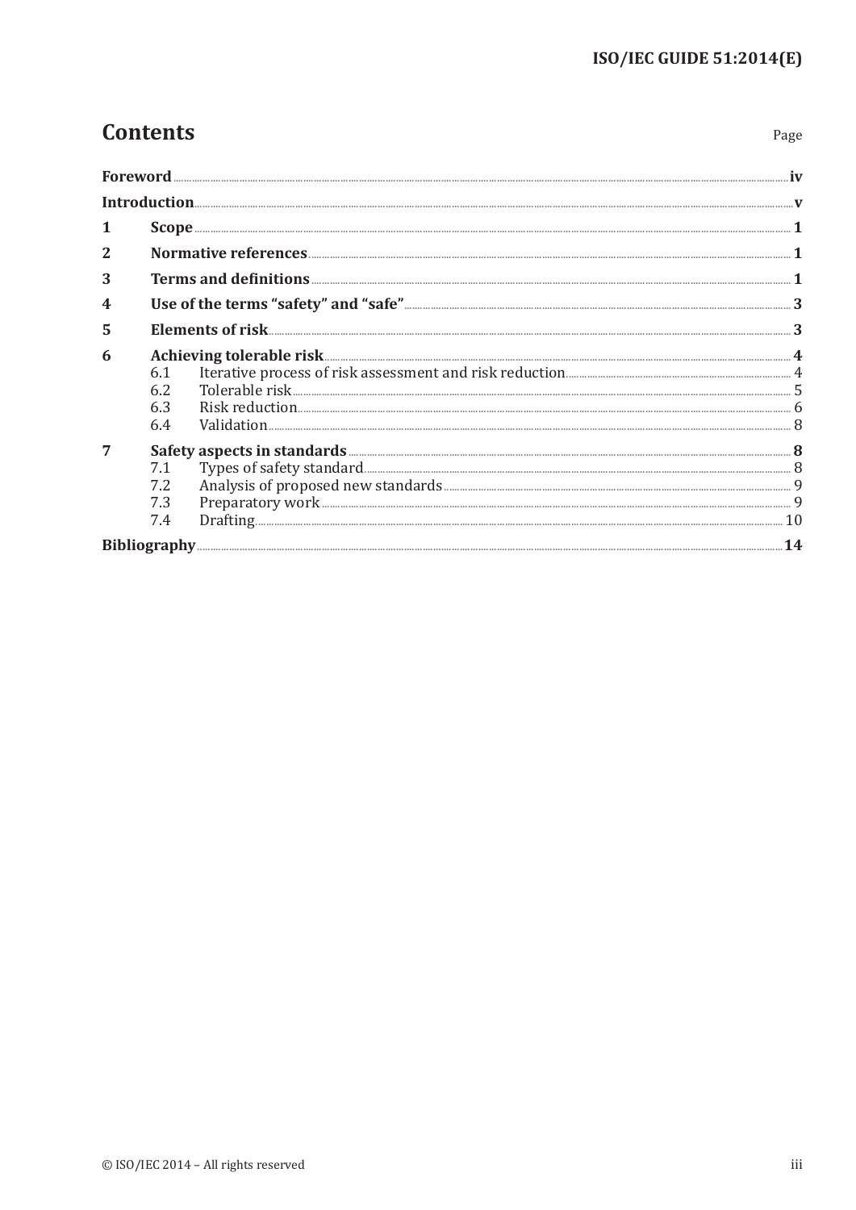# Contents

| | | Page |
|---|---|---|
| **Foreword** | | **iv** |
| **Introduction** | | **v** |
| **1** | **Scope** | **1** |
| **2** | **Normative references** | **1** |
| **3** | **Terms and definitions** | **1** |
| **4** | **Use of the terms “safety” and “safe”** | **3** |
| **5** | **Elements of risk** | **3** |
| **6** | **Achieving tolerable risk** | **4** |
| | 6.1 Iterative process of risk assessment and risk reduction | 4 |
| | 6.2 Tolerable risk | 5 |
| | 6.3 Risk reduction | 6 |
| | 6.4 Validation | 8 |
| **7** | **Safety aspects in standards** | **8** |
| | 7.1 Types of safety standard | 8 |
| | 7.2 Analysis of proposed new standards | 9 |
| | 7.3 Preparatory work | 9 |
| | 7.4 Drafting | 10 |
| **Bibliography** | | **14** |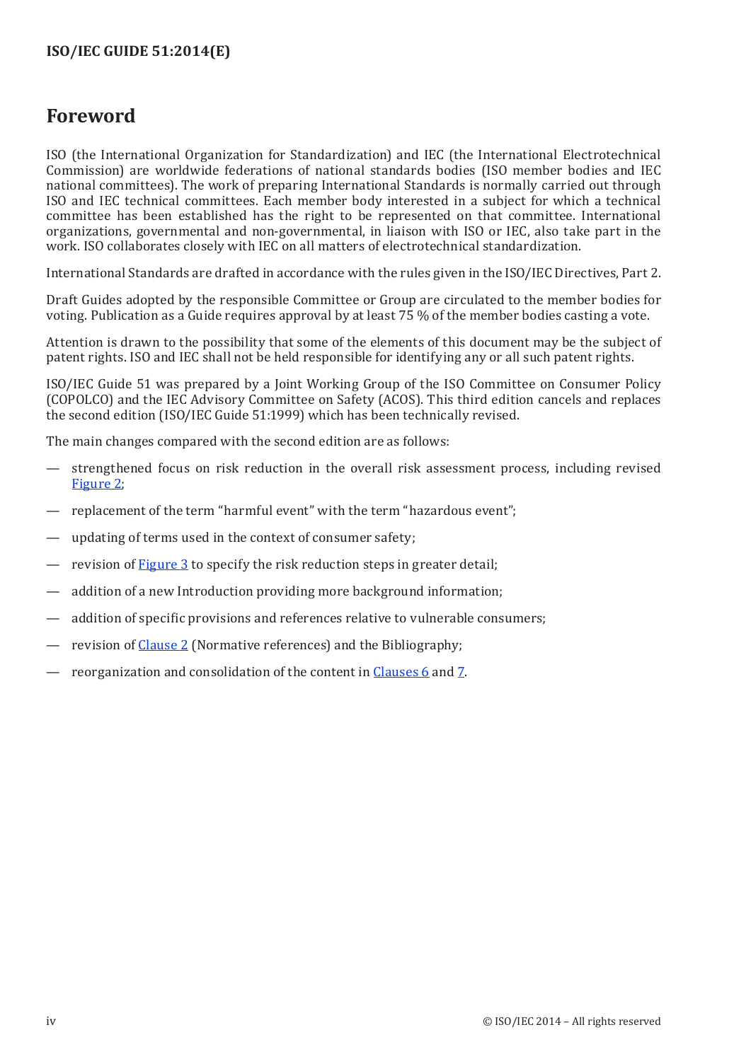# Foreword

ISO (the International Organization for Standardization) and IEC (the International Electrotechnical Commission) are worldwide federations of national standards bodies (ISO member bodies and IEC national committees). The work of preparing International Standards is normally carried out through ISO and IEC technical committees. Each member body interested in a subject for which a technical committee has been established has the right to be represented on that committee. International organizations, governmental and non-governmental, in liaison with ISO or IEC, also take part in the work. ISO collaborates closely with IEC on all matters of electrotechnical standardization.

International Standards are drafted in accordance with the rules given in the ISO/IEC Directives, Part 2.

Draft Guides adopted by the responsible Committee or Group are circulated to the member bodies for voting. Publication as a Guide requires approval by at least 75 % of the member bodies casting a vote.

Attention is drawn to the possibility that some of the elements of this document may be the subject of patent rights. ISO and IEC shall not be held responsible for identifying any or all such patent rights.

ISO/IEC Guide 51 was prepared by a Joint Working Group of the ISO Committee on Consumer Policy (COPOLCO) and the IEC Advisory Committee on Safety (ACOS). This third edition cancels and replaces the second edition (ISO/IEC Guide 51:1999) which has been technically revised.

The main changes compared with the second edition are as follows:

— strengthened focus on risk reduction in the overall risk assessment process, including revised Figure 2;

— replacement of the term "harmful event" with the term "hazardous event";

— updating of terms used in the context of consumer safety;

— revision of Figure 3 to specify the risk reduction steps in greater detail;

— addition of a new Introduction providing more background information;

— addition of specific provisions and references relative to vulnerable consumers;

— revision of Clause 2 (Normative references) and the Bibliography;

— reorganization and consolidation of the content in Clauses 6 and 7.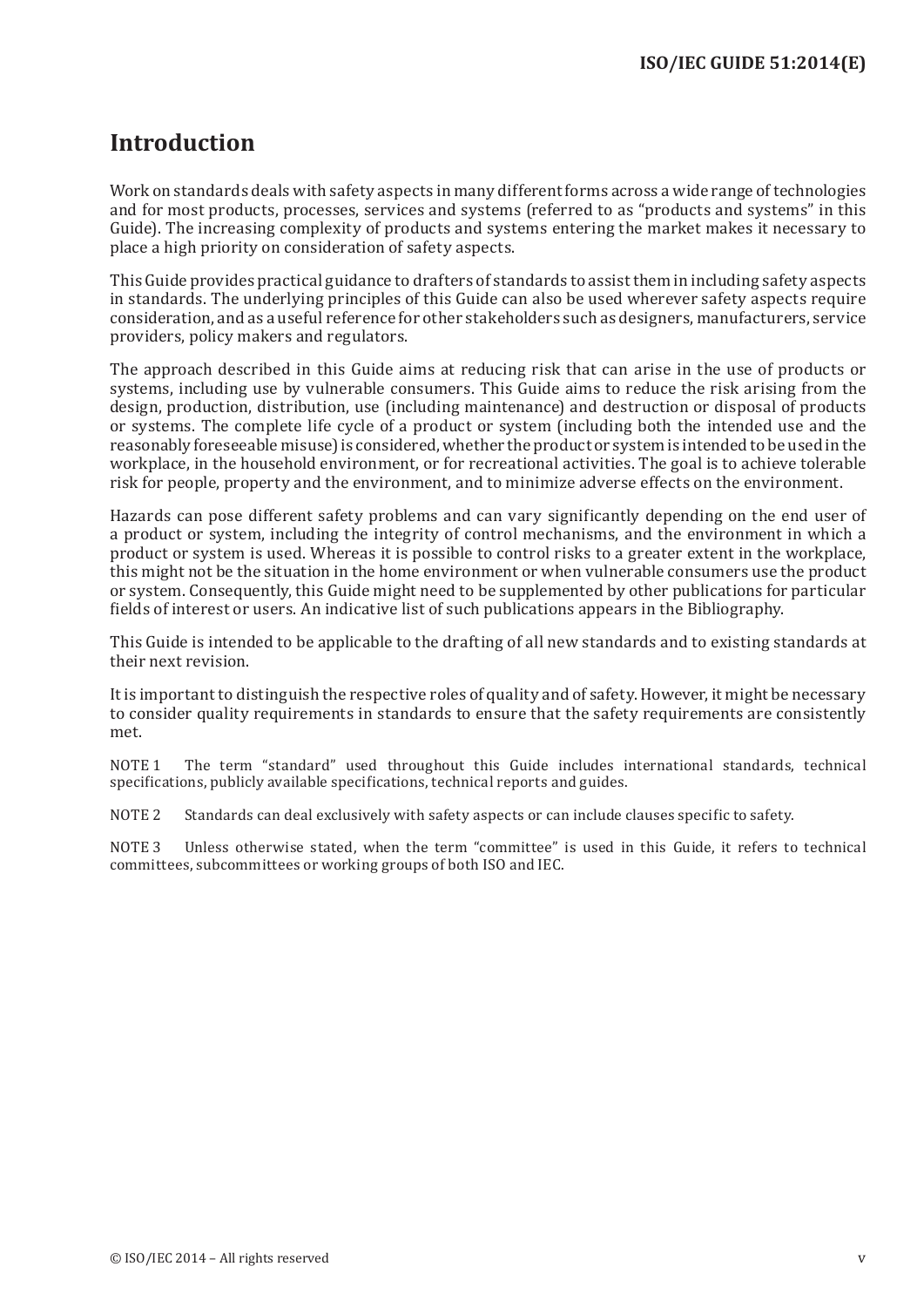# Introduction

Work on standards deals with safety aspects in many different forms across a wide range of technologies and for most products, processes, services and systems (referred to as "products and systems" in this Guide). The increasing complexity of products and systems entering the market makes it necessary to place a high priority on consideration of safety aspects.

This Guide provides practical guidance to drafters of standards to assist them in including safety aspects in standards. The underlying principles of this Guide can also be used wherever safety aspects require consideration, and as a useful reference for other stakeholders such as designers, manufacturers, service providers, policy makers and regulators.

The approach described in this Guide aims at reducing risk that can arise in the use of products or systems, including use by vulnerable consumers. This Guide aims to reduce the risk arising from the design, production, distribution, use (including maintenance) and destruction or disposal of products or systems. The complete life cycle of a product or system (including both the intended use and the reasonably foreseeable misuse) is considered, whether the product or system is intended to be used in the workplace, in the household environment, or for recreational activities. The goal is to achieve tolerable risk for people, property and the environment, and to minimize adverse effects on the environment.

Hazards can pose different safety problems and can vary significantly depending on the end user of a product or system, including the integrity of control mechanisms, and the environment in which a product or system is used. Whereas it is possible to control risks to a greater extent in the workplace, this might not be the situation in the home environment or when vulnerable consumers use the product or system. Consequently, this Guide might need to be supplemented by other publications for particular fields of interest or users. An indicative list of such publications appears in the Bibliography.

This Guide is intended to be applicable to the drafting of all new standards and to existing standards at their next revision.

It is important to distinguish the respective roles of quality and of safety. However, it might be necessary to consider quality requirements in standards to ensure that the safety requirements are consistently met.

NOTE 1 The term "standard" used throughout this Guide includes international standards, technical specifications, publicly available specifications, technical reports and guides.

NOTE 2 Standards can deal exclusively with safety aspects or can include clauses specific to safety.

NOTE 3 Unless otherwise stated, when the term "committee" is used in this Guide, it refers to technical committees, subcommittees or working groups of both ISO and IEC.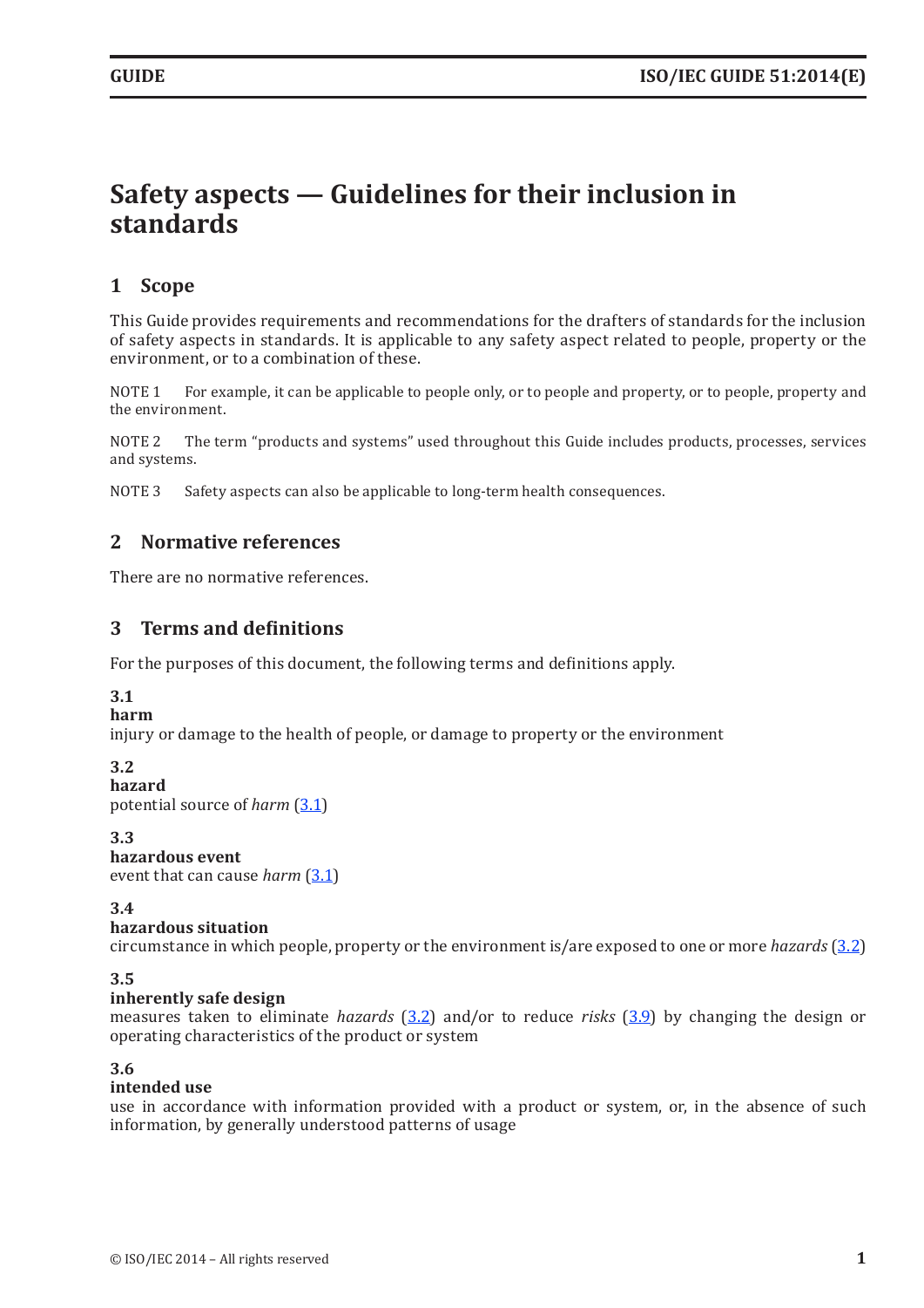# Safety aspects — Guidelines for their inclusion in standards

## 1 Scope

This Guide provides requirements and recommendations for the drafters of standards for the inclusion of safety aspects in standards. It is applicable to any safety aspect related to people, property or the environment, or to a combination of these.

NOTE 1 For example, it can be applicable to people only, or to people and property, or to people, property and the environment.

NOTE 2 The term "products and systems" used throughout this Guide includes products, processes, services and systems.

NOTE 3 Safety aspects can also be applicable to long-term health consequences.

## 2 Normative references

There are no normative references.

## 3 Terms and definitions

For the purposes of this document, the following terms and definitions apply.

**3.1**
**harm**
injury or damage to the health of people, or damage to property or the environment

**3.2**
**hazard**
potential source of *harm* (3.1)

**3.3**
**hazardous event**
event that can cause *harm* (3.1)

**3.4**
**hazardous situation**
circumstance in which people, property or the environment is/are exposed to one or more *hazards* (3.2)

**3.5**
**inherently safe design**
measures taken to eliminate *hazards* (3.2) and/or to reduce *risks* (3.9) by changing the design or operating characteristics of the product or system

**3.6**
**intended use**
use in accordance with information provided with a product or system, or, in the absence of such information, by generally understood patterns of usage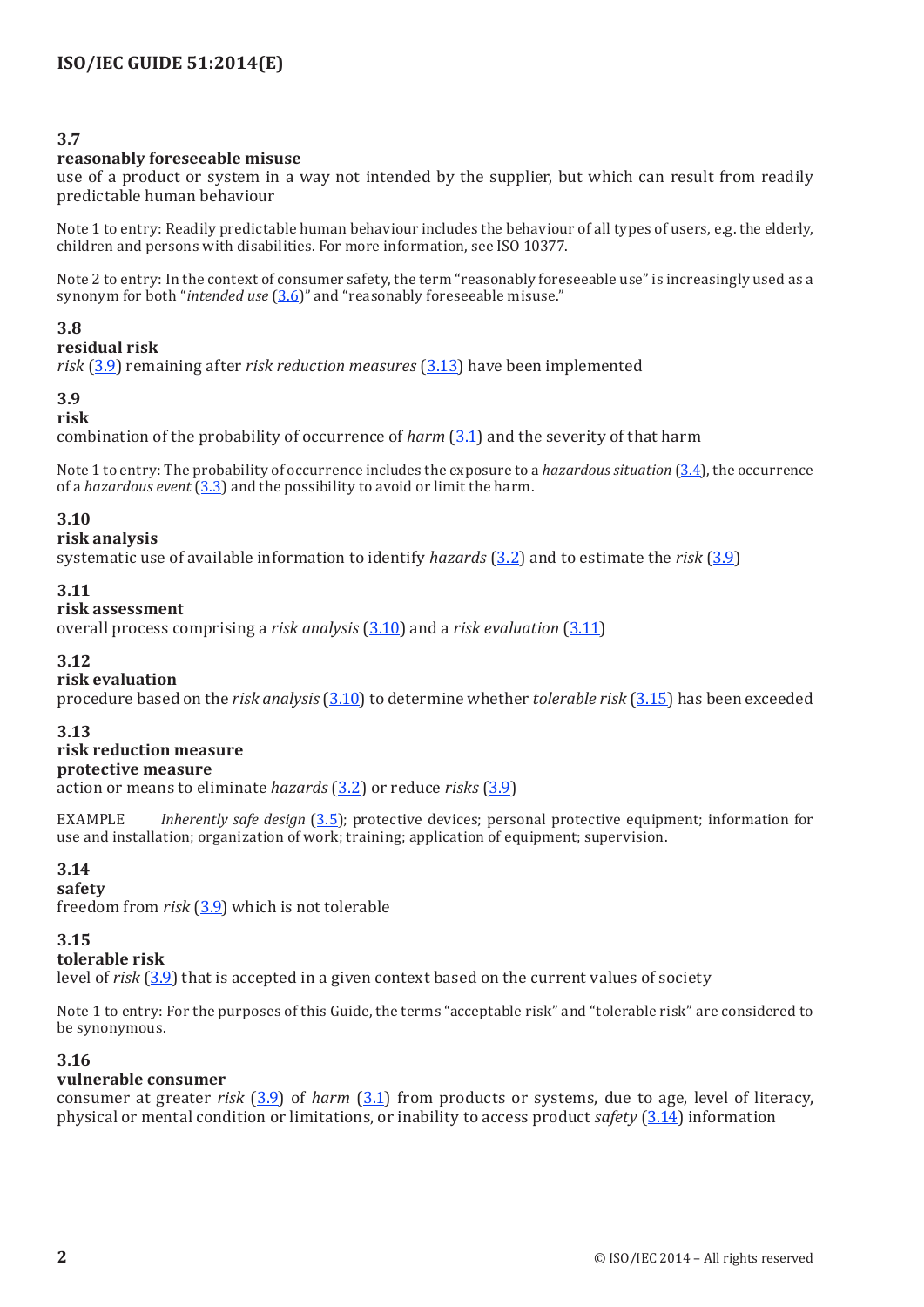**3.7**
**reasonably foreseeable misuse**
use of a product or system in a way not intended by the supplier, but which can result from readily predictable human behaviour

Note 1 to entry: Readily predictable human behaviour includes the behaviour of all types of users, e.g. the elderly, children and persons with disabilities. For more information, see ISO 10377.

Note 2 to entry: In the context of consumer safety, the term "reasonably foreseeable use" is increasingly used as a synonym for both "*intended use* (3.6)" and "reasonably foreseeable misuse."

**3.8**
**residual risk**
*risk* (3.9) remaining after *risk reduction measures* (3.13) have been implemented

**3.9**
**risk**
combination of the probability of occurrence of *harm* (3.1) and the severity of that harm

Note 1 to entry: The probability of occurrence includes the exposure to a *hazardous situation* (3.4), the occurrence of a *hazardous event* (3.3) and the possibility to avoid or limit the harm.

**3.10**
**risk analysis**
systematic use of available information to identify *hazards* (3.2) and to estimate the *risk* (3.9)

**3.11**
**risk assessment**
overall process comprising a *risk analysis* (3.10) and a *risk evaluation* (3.11)

**3.12**
**risk evaluation**
procedure based on the *risk analysis* (3.10) to determine whether *tolerable risk* (3.15) has been exceeded

**3.13**
**risk reduction measure**
**protective measure**
action or means to eliminate *hazards* (3.2) or reduce *risks* (3.9)

EXAMPLE *Inherently safe design* (3.5); protective devices; personal protective equipment; information for use and installation; organization of work; training; application of equipment; supervision.

**3.14**
**safety**
freedom from *risk* (3.9) which is not tolerable

**3.15**
**tolerable risk**
level of *risk* (3.9) that is accepted in a given context based on the current values of society

Note 1 to entry: For the purposes of this Guide, the terms "acceptable risk" and "tolerable risk" are considered to be synonymous.

**3.16**
**vulnerable consumer**
consumer at greater *risk* (3.9) of *harm* (3.1) from products or systems, due to age, level of literacy, physical or mental condition or limitations, or inability to access product *safety* (3.14) information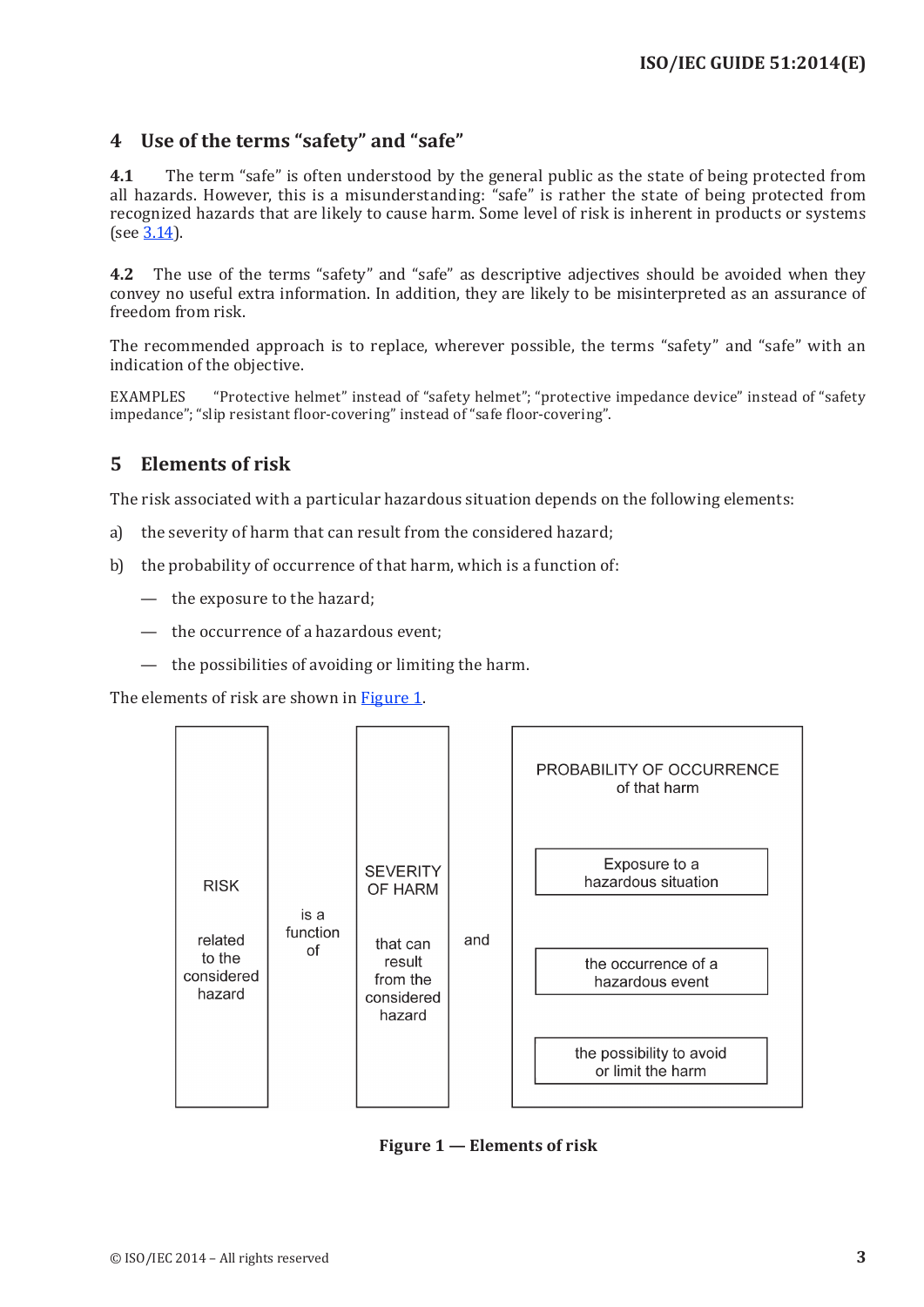## 4 Use of the terms “safety” and “safe”

**4.1** The term “safe” is often understood by the general public as the state of being protected from all hazards. However, this is a misunderstanding: “safe” is rather the state of being protected from recognized hazards that are likely to cause harm. Some level of risk is inherent in products or systems (see 3.14).

**4.2** The use of the terms “safety” and “safe” as descriptive adjectives should be avoided when they convey no useful extra information. In addition, they are likely to be misinterpreted as an assurance of freedom from risk.

The recommended approach is to replace, wherever possible, the terms “safety” and “safe” with an indication of the objective.

EXAMPLES “Protective helmet” instead of “safety helmet”; “protective impedance device” instead of “safety impedance”; “slip resistant floor-covering” instead of “safe floor-covering”.

## 5 Elements of risk

The risk associated with a particular hazardous situation depends on the following elements:

a) the severity of harm that can result from the considered hazard;

b) the probability of occurrence of that harm, which is a function of:

— the exposure to the hazard;

— the occurrence of a hazardous event;

— the possibilities of avoiding or limiting the harm.

The elements of risk are shown in Figure 1.

| RISK related to the considered hazard | is a function of | SEVERITY OF HARM that can result from the considered hazard | and | PROBABILITY OF OCCURRENCE of that harm |
|---|---|---|---|---|
| | | | | Exposure to a hazardous situation |
| | | | | the occurrence of a hazardous event |
| | | | | the possibility to avoid or limit the harm |

**Figure 1 — Elements of risk**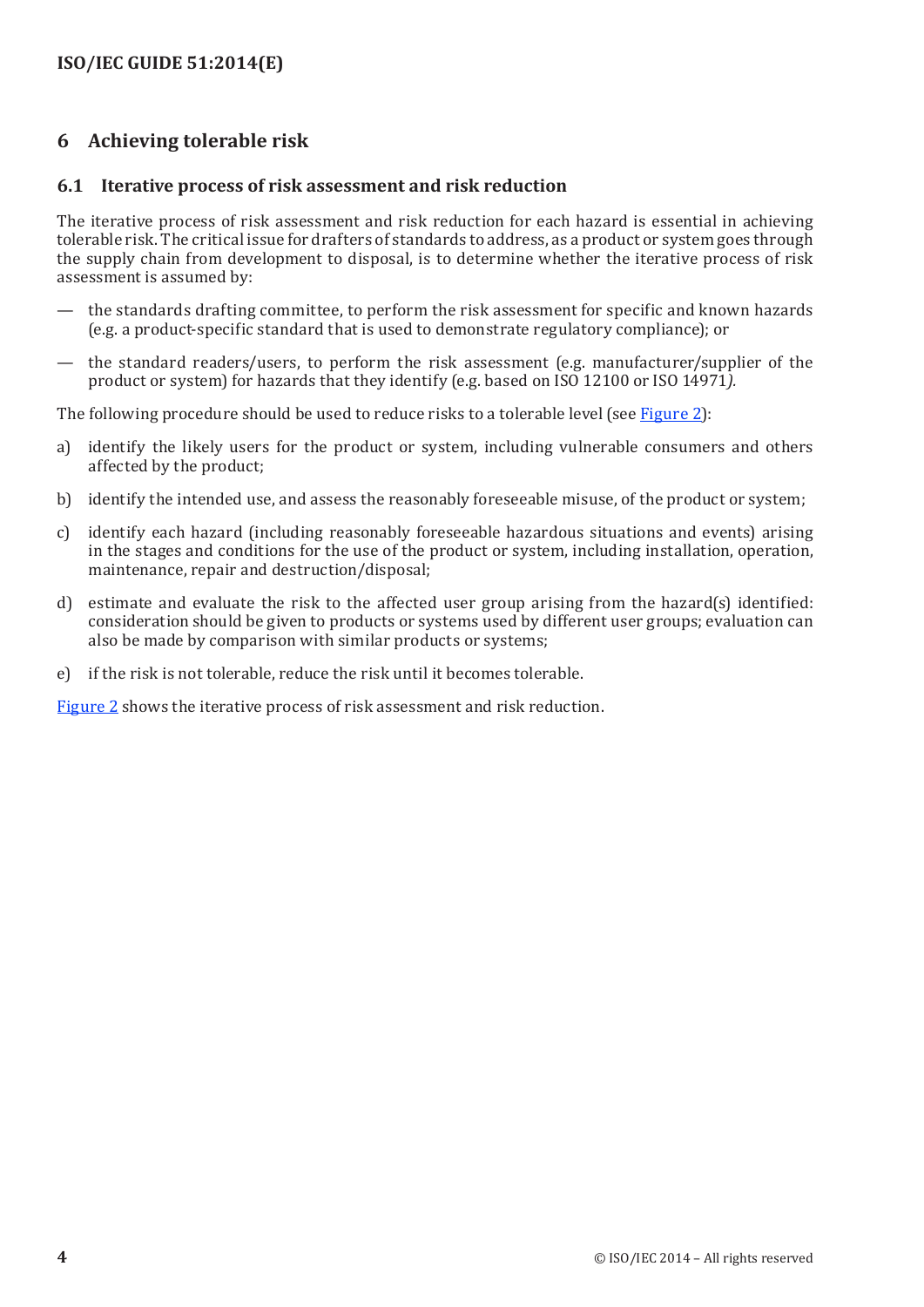# 6 Achieving tolerable risk

## 6.1 Iterative process of risk assessment and risk reduction

The iterative process of risk assessment and risk reduction for each hazard is essential in achieving tolerable risk. The critical issue for drafters of standards to address, as a product or system goes through the supply chain from development to disposal, is to determine whether the iterative process of risk assessment is assumed by:

— the standards drafting committee, to perform the risk assessment for specific and known hazards (e.g. a product-specific standard that is used to demonstrate regulatory compliance); or

— the standard readers/users, to perform the risk assessment (e.g. manufacturer/supplier of the product or system) for hazards that they identify (e.g. based on ISO 12100 or ISO 14971*).*

The following procedure should be used to reduce risks to a tolerable level (see Figure 2):

a) identify the likely users for the product or system, including vulnerable consumers and others affected by the product;

b) identify the intended use, and assess the reasonably foreseeable misuse, of the product or system;

c) identify each hazard (including reasonably foreseeable hazardous situations and events) arising in the stages and conditions for the use of the product or system, including installation, operation, maintenance, repair and destruction/disposal;

d) estimate and evaluate the risk to the affected user group arising from the hazard(s) identified: consideration should be given to products or systems used by different user groups; evaluation can also be made by comparison with similar products or systems;

e) if the risk is not tolerable, reduce the risk until it becomes tolerable.

Figure 2 shows the iterative process of risk assessment and risk reduction.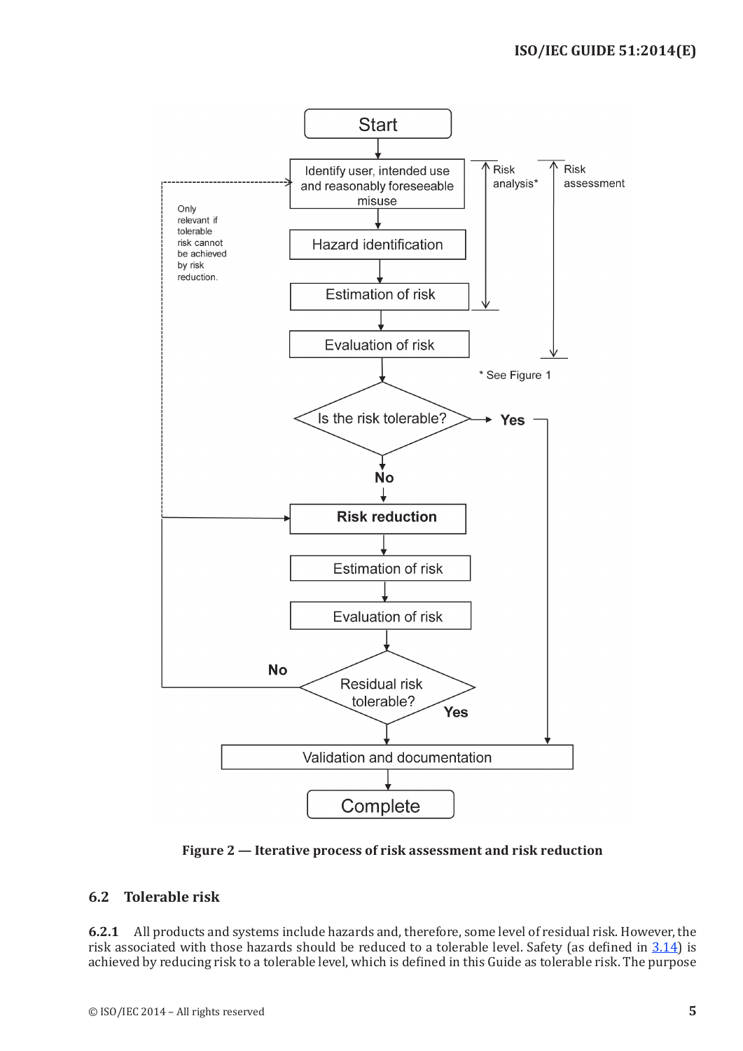**Figure 2 — Iterative process of risk assessment and risk reduction**

## 6.2 Tolerable risk

**6.2.1** All products and systems include hazards and, therefore, some level of residual risk. However, the risk associated with those hazards should be reduced to a tolerable level. Safety (as defined in 3.14) is achieved by reducing risk to a tolerable level, which is defined in this Guide as tolerable risk. The purpose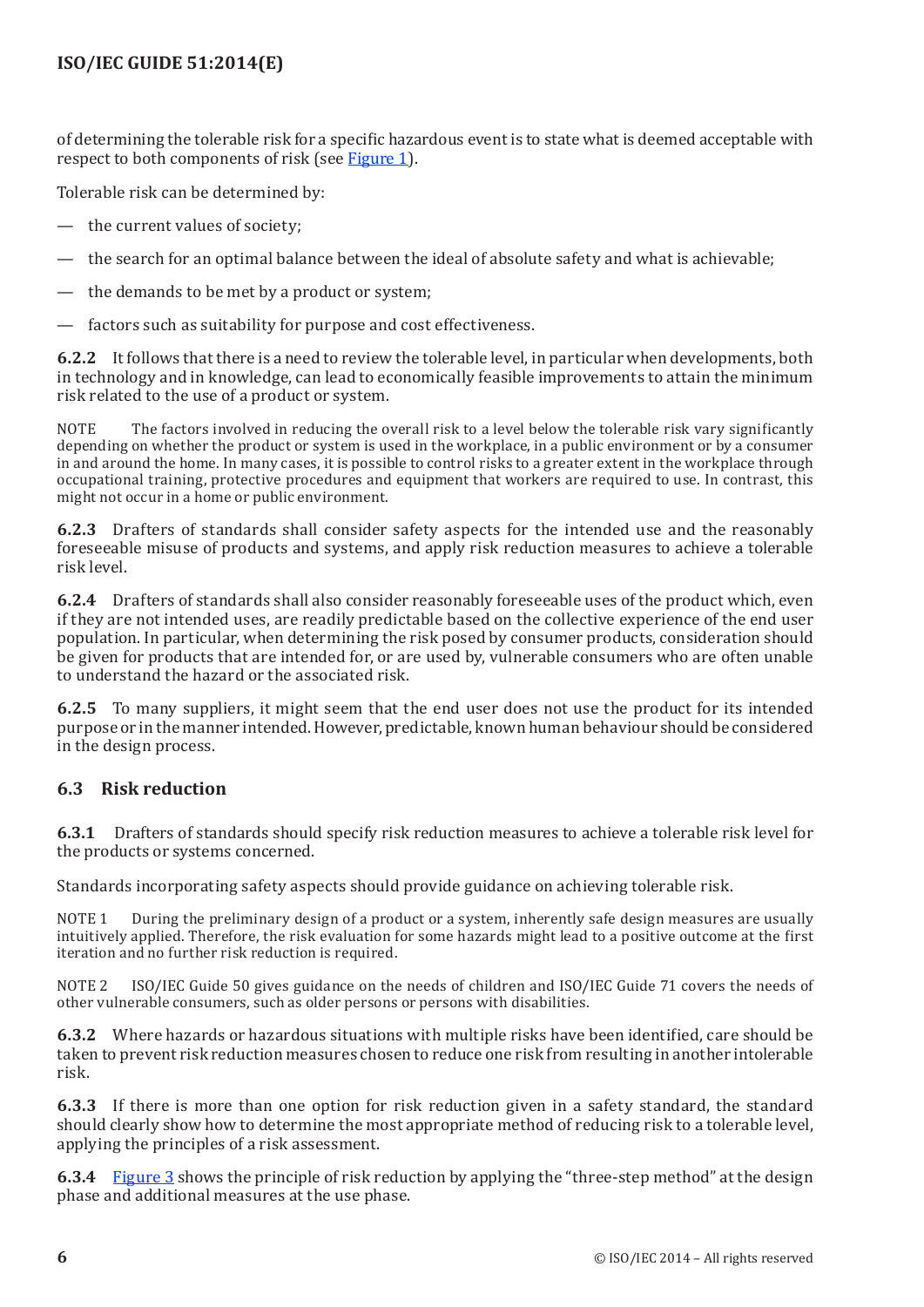of determining the tolerable risk for a specific hazardous event is to state what is deemed acceptable with respect to both components of risk (see Figure 1).

Tolerable risk can be determined by:

— the current values of society;

— the search for an optimal balance between the ideal of absolute safety and what is achievable;

— the demands to be met by a product or system;

— factors such as suitability for purpose and cost effectiveness.

**6.2.2** It follows that there is a need to review the tolerable level, in particular when developments, both in technology and in knowledge, can lead to economically feasible improvements to attain the minimum risk related to the use of a product or system.

NOTE The factors involved in reducing the overall risk to a level below the tolerable risk vary significantly depending on whether the product or system is used in the workplace, in a public environment or by a consumer in and around the home. In many cases, it is possible to control risks to a greater extent in the workplace through occupational training, protective procedures and equipment that workers are required to use. In contrast, this might not occur in a home or public environment.

**6.2.3** Drafters of standards shall consider safety aspects for the intended use and the reasonably foreseeable misuse of products and systems, and apply risk reduction measures to achieve a tolerable risk level.

**6.2.4** Drafters of standards shall also consider reasonably foreseeable uses of the product which, even if they are not intended uses, are readily predictable based on the collective experience of the end user population. In particular, when determining the risk posed by consumer products, consideration should be given for products that are intended for, or are used by, vulnerable consumers who are often unable to understand the hazard or the associated risk.

**6.2.5** To many suppliers, it might seem that the end user does not use the product for its intended purpose or in the manner intended. However, predictable, known human behaviour should be considered in the design process.

### 6.3 Risk reduction

**6.3.1** Drafters of standards should specify risk reduction measures to achieve a tolerable risk level for the products or systems concerned.

Standards incorporating safety aspects should provide guidance on achieving tolerable risk.

NOTE 1 During the preliminary design of a product or a system, inherently safe design measures are usually intuitively applied. Therefore, the risk evaluation for some hazards might lead to a positive outcome at the first iteration and no further risk reduction is required.

NOTE 2 ISO/IEC Guide 50 gives guidance on the needs of children and ISO/IEC Guide 71 covers the needs of other vulnerable consumers, such as older persons or persons with disabilities.

**6.3.2** Where hazards or hazardous situations with multiple risks have been identified, care should be taken to prevent risk reduction measures chosen to reduce one risk from resulting in another intolerable risk.

**6.3.3** If there is more than one option for risk reduction given in a safety standard, the standard should clearly show how to determine the most appropriate method of reducing risk to a tolerable level, applying the principles of a risk assessment.

**6.3.4** Figure 3 shows the principle of risk reduction by applying the "three-step method" at the design phase and additional measures at the use phase.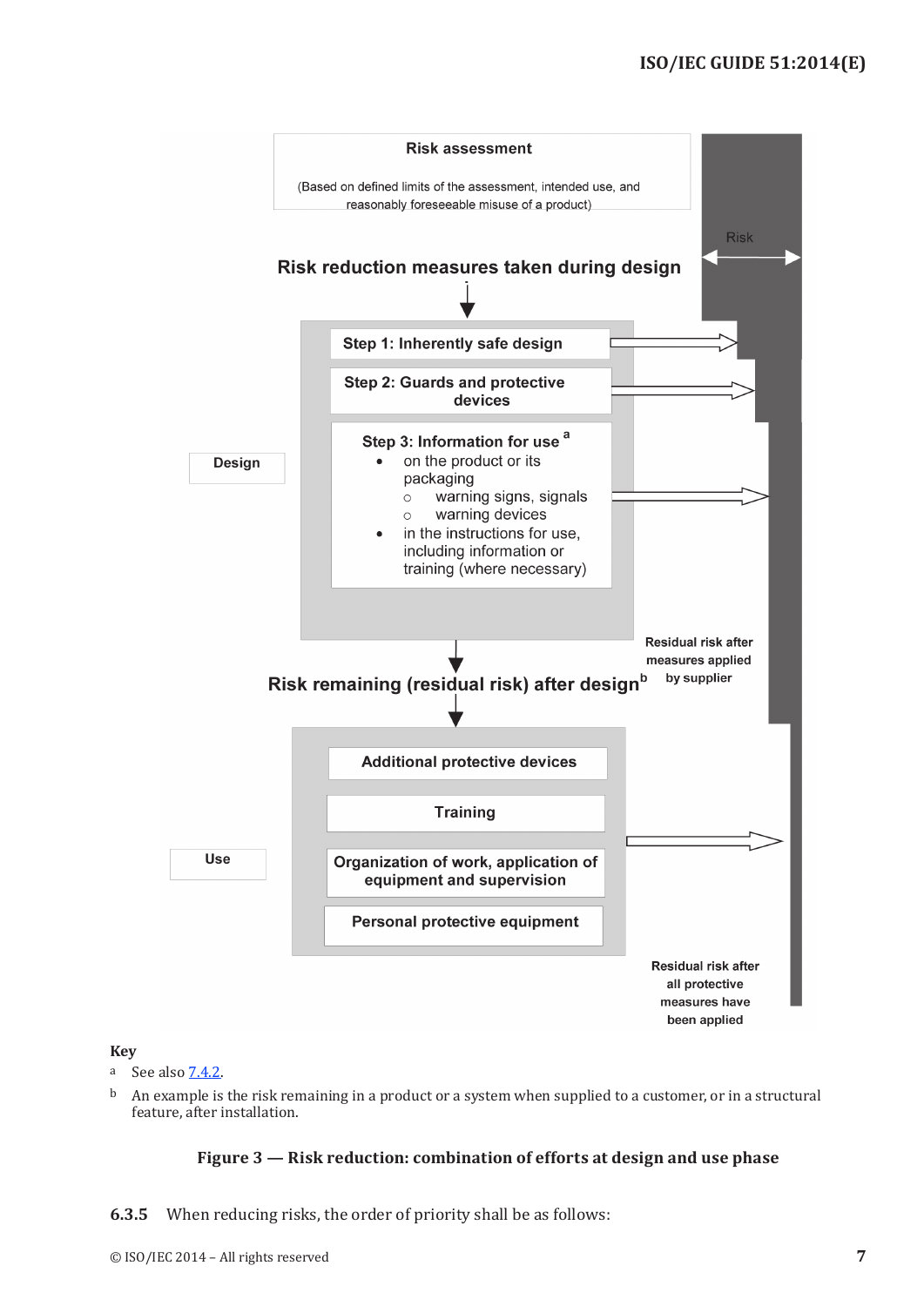Risk assessment

(Based on defined limits of the assessment, intended use, and reasonably foreseeable misuse of a product)

Risk

Risk reduction measures taken during design

Design

Step 1: Inherently safe design

Step 2: Guards and protective devices

Step 3: Information for use [a]

- on the product or its packaging
  - warning signs, signals
  - warning devices
- in the instructions for use, including information or training (where necessary)

Residual risk after measures applied by supplier

Risk remaining (residual risk) after design[b]

Use

Additional protective devices

Training

Organization of work, application of equipment and supervision

Personal protective equipment

Residual risk after all protective measures have been applied

**Key**

a See also 7.4.2.

b An example is the risk remaining in a product or a system when supplied to a customer, or in a structural feature, after installation.

**Figure 3 — Risk reduction: combination of efforts at design and use phase**

**6.3.5** When reducing risks, the order of priority shall be as follows: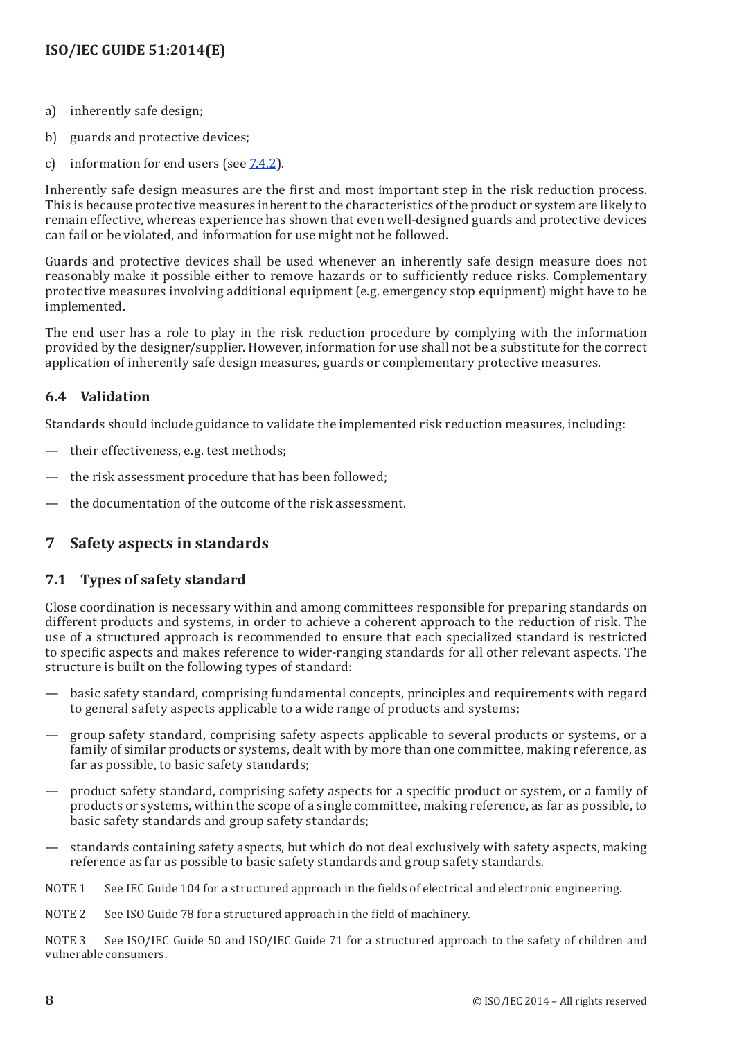a) inherently safe design;

b) guards and protective devices;

c) information for end users (see 7.4.2).

Inherently safe design measures are the first and most important step in the risk reduction process. This is because protective measures inherent to the characteristics of the product or system are likely to remain effective, whereas experience has shown that even well-designed guards and protective devices can fail or be violated, and information for use might not be followed.

Guards and protective devices shall be used whenever an inherently safe design measure does not reasonably make it possible either to remove hazards or to sufficiently reduce risks. Complementary protective measures involving additional equipment (e.g. emergency stop equipment) might have to be implemented.

The end user has a role to play in the risk reduction procedure by complying with the information provided by the designer/supplier. However, information for use shall not be a substitute for the correct application of inherently safe design measures, guards or complementary protective measures.

### 6.4 Validation

Standards should include guidance to validate the implemented risk reduction measures, including:

— their effectiveness, e.g. test methods;

— the risk assessment procedure that has been followed;

— the documentation of the outcome of the risk assessment.

## 7 Safety aspects in standards

### 7.1 Types of safety standard

Close coordination is necessary within and among committees responsible for preparing standards on different products and systems, in order to achieve a coherent approach to the reduction of risk. The use of a structured approach is recommended to ensure that each specialized standard is restricted to specific aspects and makes reference to wider-ranging standards for all other relevant aspects. The structure is built on the following types of standard:

— basic safety standard, comprising fundamental concepts, principles and requirements with regard to general safety aspects applicable to a wide range of products and systems;

— group safety standard, comprising safety aspects applicable to several products or systems, or a family of similar products or systems, dealt with by more than one committee, making reference, as far as possible, to basic safety standards;

— product safety standard, comprising safety aspects for a specific product or system, or a family of products or systems, within the scope of a single committee, making reference, as far as possible, to basic safety standards and group safety standards;

— standards containing safety aspects, but which do not deal exclusively with safety aspects, making reference as far as possible to basic safety standards and group safety standards.

NOTE 1 See IEC Guide 104 for a structured approach in the fields of electrical and electronic engineering.

NOTE 2 See ISO Guide 78 for a structured approach in the field of machinery.

NOTE 3 See ISO/IEC Guide 50 and ISO/IEC Guide 71 for a structured approach to the safety of children and vulnerable consumers.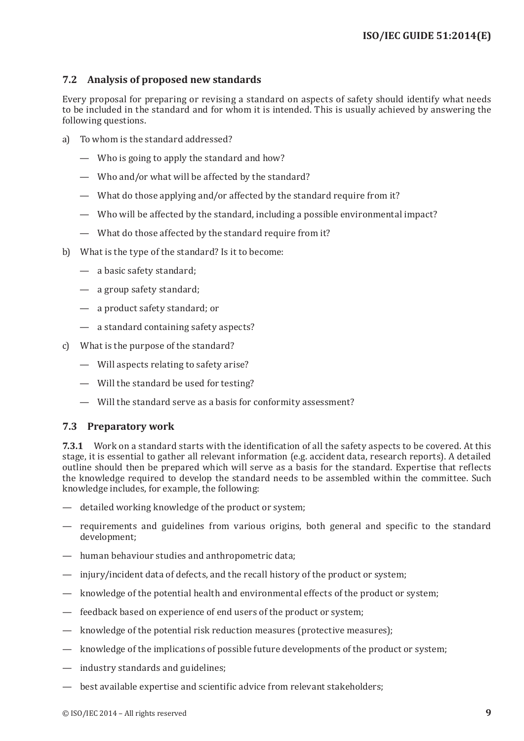## 7.2 Analysis of proposed new standards

Every proposal for preparing or revising a standard on aspects of safety should identify what needs to be included in the standard and for whom it is intended. This is usually achieved by answering the following questions.

a) To whom is the standard addressed?

   — Who is going to apply the standard and how?

   — Who and/or what will be affected by the standard?

   — What do those applying and/or affected by the standard require from it?

   — Who will be affected by the standard, including a possible environmental impact?

   — What do those affected by the standard require from it?

b) What is the type of the standard? Is it to become:

   — a basic safety standard;

   — a group safety standard;

   — a product safety standard; or

   — a standard containing safety aspects?

c) What is the purpose of the standard?

   — Will aspects relating to safety arise?

   — Will the standard be used for testing?

   — Will the standard serve as a basis for conformity assessment?

## 7.3 Preparatory work

**7.3.1** Work on a standard starts with the identification of all the safety aspects to be covered. At this stage, it is essential to gather all relevant information (e.g. accident data, research reports). A detailed outline should then be prepared which will serve as a basis for the standard. Expertise that reflects the knowledge required to develop the standard needs to be assembled within the committee. Such knowledge includes, for example, the following:

— detailed working knowledge of the product or system;

— requirements and guidelines from various origins, both general and specific to the standard development;

— human behaviour studies and anthropometric data;

— injury/incident data of defects, and the recall history of the product or system;

— knowledge of the potential health and environmental effects of the product or system;

— feedback based on experience of end users of the product or system;

— knowledge of the potential risk reduction measures (protective measures);

— knowledge of the implications of possible future developments of the product or system;

— industry standards and guidelines;

— best available expertise and scientific advice from relevant stakeholders;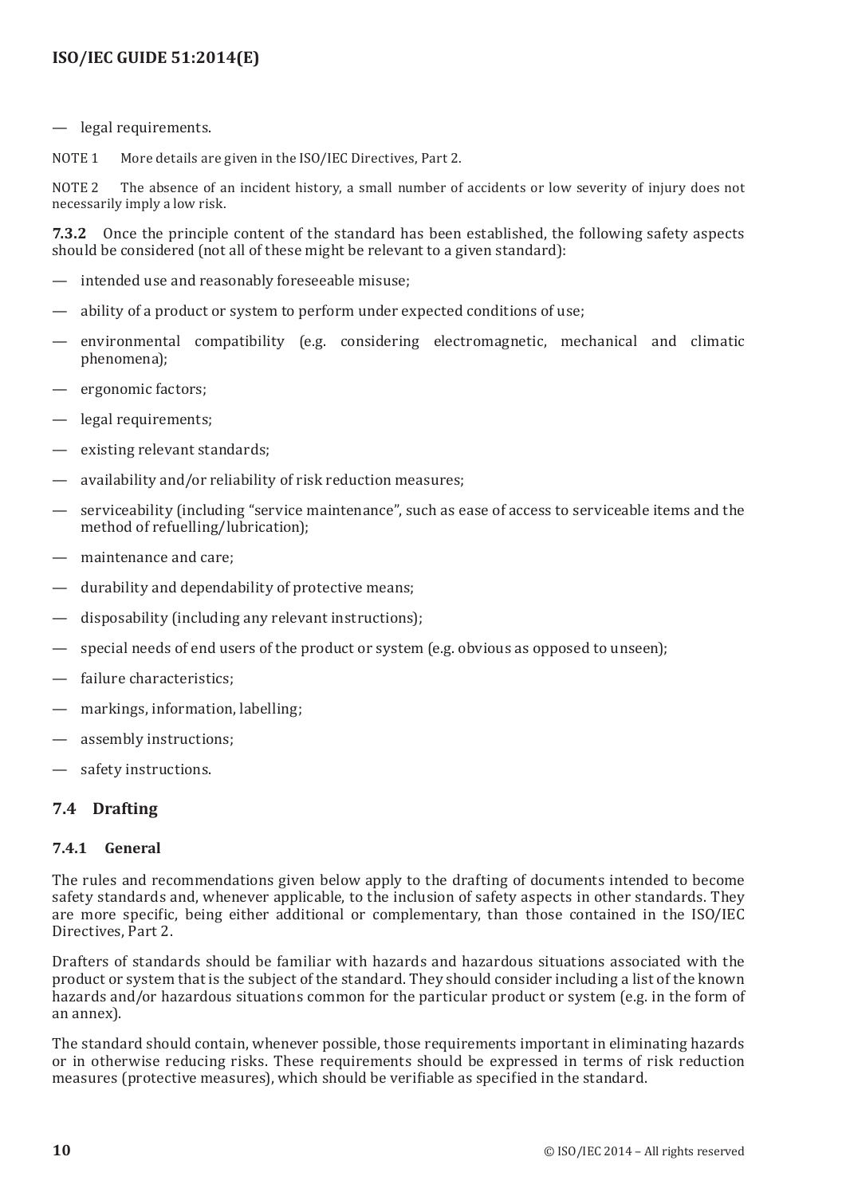— legal requirements.

NOTE 1 More details are given in the ISO/IEC Directives, Part 2.

NOTE 2 The absence of an incident history, a small number of accidents or low severity of injury does not necessarily imply a low risk.

**7.3.2** Once the principle content of the standard has been established, the following safety aspects should be considered (not all of these might be relevant to a given standard):

- intended use and reasonably foreseeable misuse;
- ability of a product or system to perform under expected conditions of use;
- environmental compatibility (e.g. considering electromagnetic, mechanical and climatic phenomena);
- ergonomic factors;
- legal requirements;
- existing relevant standards;
- availability and/or reliability of risk reduction measures;
- serviceability (including "service maintenance", such as ease of access to serviceable items and the method of refuelling/lubrication);
- maintenance and care;
- durability and dependability of protective means;
- disposability (including any relevant instructions);
- special needs of end users of the product or system (e.g. obvious as opposed to unseen);
- failure characteristics;
- markings, information, labelling;
- assembly instructions;
- safety instructions.

## 7.4 Drafting

### 7.4.1 General

The rules and recommendations given below apply to the drafting of documents intended to become safety standards and, whenever applicable, to the inclusion of safety aspects in other standards. They are more specific, being either additional or complementary, than those contained in the ISO/IEC Directives, Part 2.

Drafters of standards should be familiar with hazards and hazardous situations associated with the product or system that is the subject of the standard. They should consider including a list of the known hazards and/or hazardous situations common for the particular product or system (e.g. in the form of an annex).

The standard should contain, whenever possible, those requirements important in eliminating hazards or in otherwise reducing risks. These requirements should be expressed in terms of risk reduction measures (protective measures), which should be verifiable as specified in the standard.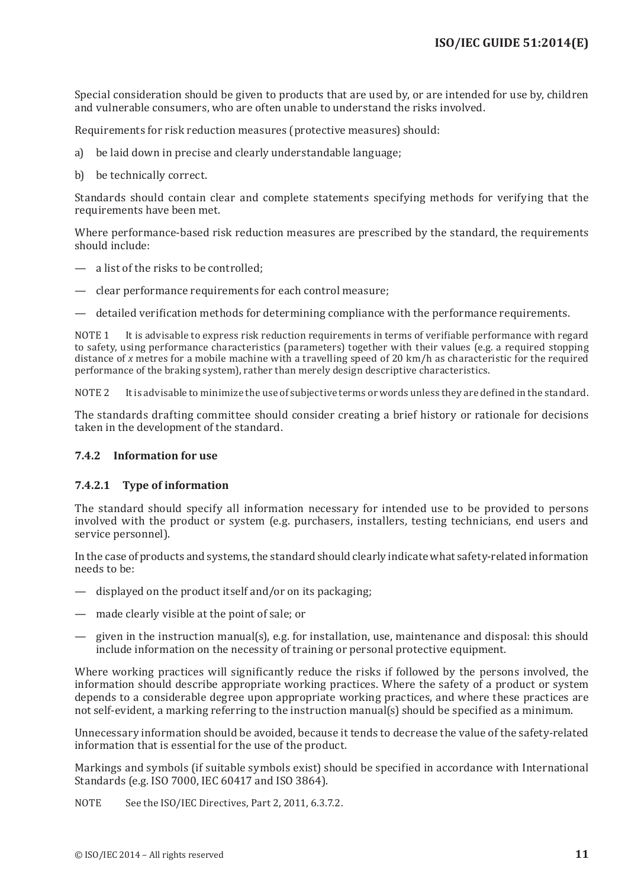Special consideration should be given to products that are used by, or are intended for use by, children and vulnerable consumers, who are often unable to understand the risks involved.

Requirements for risk reduction measures (protective measures) should:

a) be laid down in precise and clearly understandable language;

b) be technically correct.

Standards should contain clear and complete statements specifying methods for verifying that the requirements have been met.

Where performance-based risk reduction measures are prescribed by the standard, the requirements should include:

— a list of the risks to be controlled;

— clear performance requirements for each control measure;

— detailed verification methods for determining compliance with the performance requirements.

NOTE 1 It is advisable to express risk reduction requirements in terms of verifiable performance with regard to safety, using performance characteristics (parameters) together with their values (e.g. a required stopping distance of *x* metres for a mobile machine with a travelling speed of 20 km/h as characteristic for the required performance of the braking system), rather than merely design descriptive characteristics.

NOTE 2 It is advisable to minimize the use of subjective terms or words unless they are defined in the standard.

The standards drafting committee should consider creating a brief history or rationale for decisions taken in the development of the standard.

### 7.4.2 Information for use

#### 7.4.2.1 Type of information

The standard should specify all information necessary for intended use to be provided to persons involved with the product or system (e.g. purchasers, installers, testing technicians, end users and service personnel).

In the case of products and systems, the standard should clearly indicate what safety-related information needs to be:

— displayed on the product itself and/or on its packaging;

— made clearly visible at the point of sale; or

— given in the instruction manual(s), e.g. for installation, use, maintenance and disposal: this should include information on the necessity of training or personal protective equipment.

Where working practices will significantly reduce the risks if followed by the persons involved, the information should describe appropriate working practices. Where the safety of a product or system depends to a considerable degree upon appropriate working practices, and where these practices are not self-evident, a marking referring to the instruction manual(s) should be specified as a minimum.

Unnecessary information should be avoided, because it tends to decrease the value of the safety-related information that is essential for the use of the product.

Markings and symbols (if suitable symbols exist) should be specified in accordance with International Standards (e.g. ISO 7000, IEC 60417 and ISO 3864).

NOTE See the ISO/IEC Directives, Part 2, 2011, 6.3.7.2.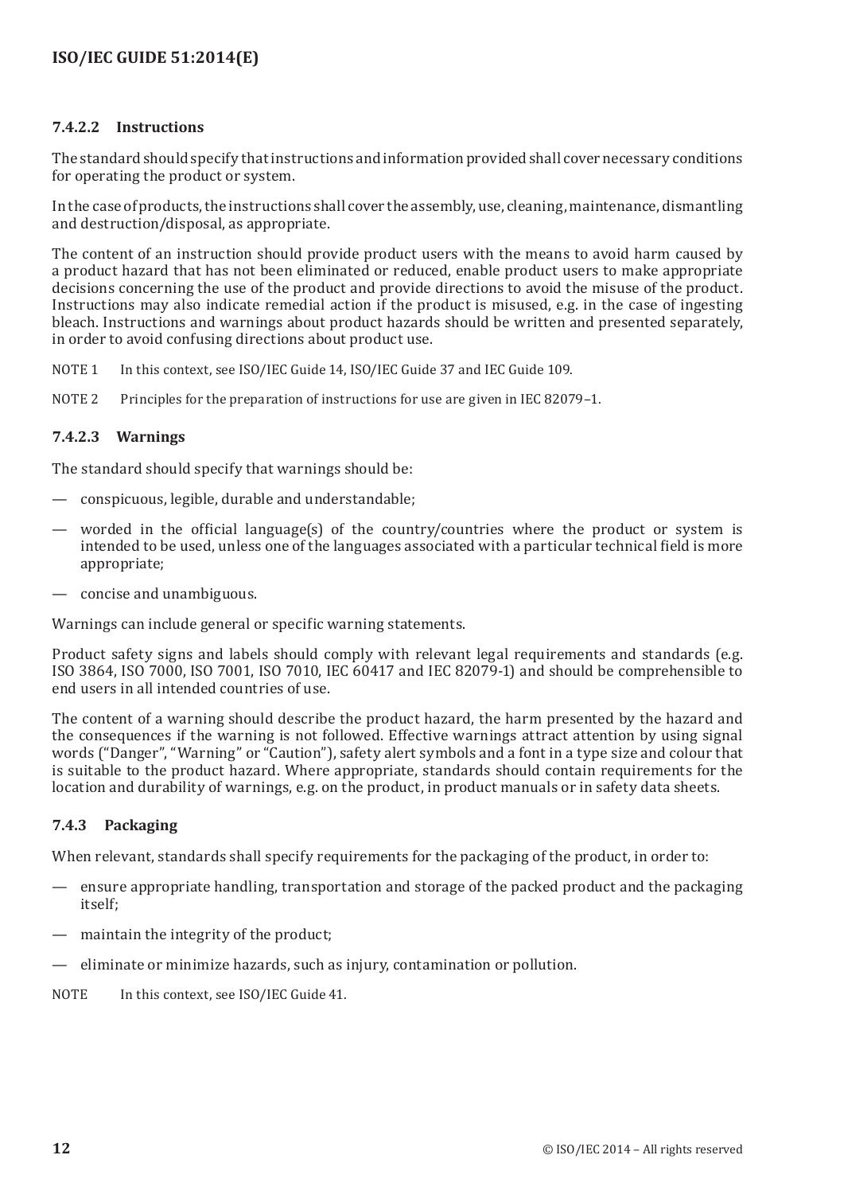#### 7.4.2.2 Instructions

The standard should specify that instructions and information provided shall cover necessary conditions for operating the product or system.

In the case of products, the instructions shall cover the assembly, use, cleaning, maintenance, dismantling and destruction/disposal, as appropriate.

The content of an instruction should provide product users with the means to avoid harm caused by a product hazard that has not been eliminated or reduced, enable product users to make appropriate decisions concerning the use of the product and provide directions to avoid the misuse of the product. Instructions may also indicate remedial action if the product is misused, e.g. in the case of ingesting bleach. Instructions and warnings about product hazards should be written and presented separately, in order to avoid confusing directions about product use.

NOTE 1 In this context, see ISO/IEC Guide 14, ISO/IEC Guide 37 and IEC Guide 109.

NOTE 2 Principles for the preparation of instructions for use are given in IEC 82079–1.

#### 7.4.2.3 Warnings

The standard should specify that warnings should be:

— conspicuous, legible, durable and understandable;

— worded in the official language(s) of the country/countries where the product or system is intended to be used, unless one of the languages associated with a particular technical field is more appropriate;

— concise and unambiguous.

Warnings can include general or specific warning statements.

Product safety signs and labels should comply with relevant legal requirements and standards (e.g. ISO 3864, ISO 7000, ISO 7001, ISO 7010, IEC 60417 and IEC 82079-1) and should be comprehensible to end users in all intended countries of use.

The content of a warning should describe the product hazard, the harm presented by the hazard and the consequences if the warning is not followed. Effective warnings attract attention by using signal words ("Danger", "Warning" or "Caution"), safety alert symbols and a font in a type size and colour that is suitable to the product hazard. Where appropriate, standards should contain requirements for the location and durability of warnings, e.g. on the product, in product manuals or in safety data sheets.

### 7.4.3 Packaging

When relevant, standards shall specify requirements for the packaging of the product, in order to:

— ensure appropriate handling, transportation and storage of the packed product and the packaging itself;

— maintain the integrity of the product;

— eliminate or minimize hazards, such as injury, contamination or pollution.

NOTE In this context, see ISO/IEC Guide 41.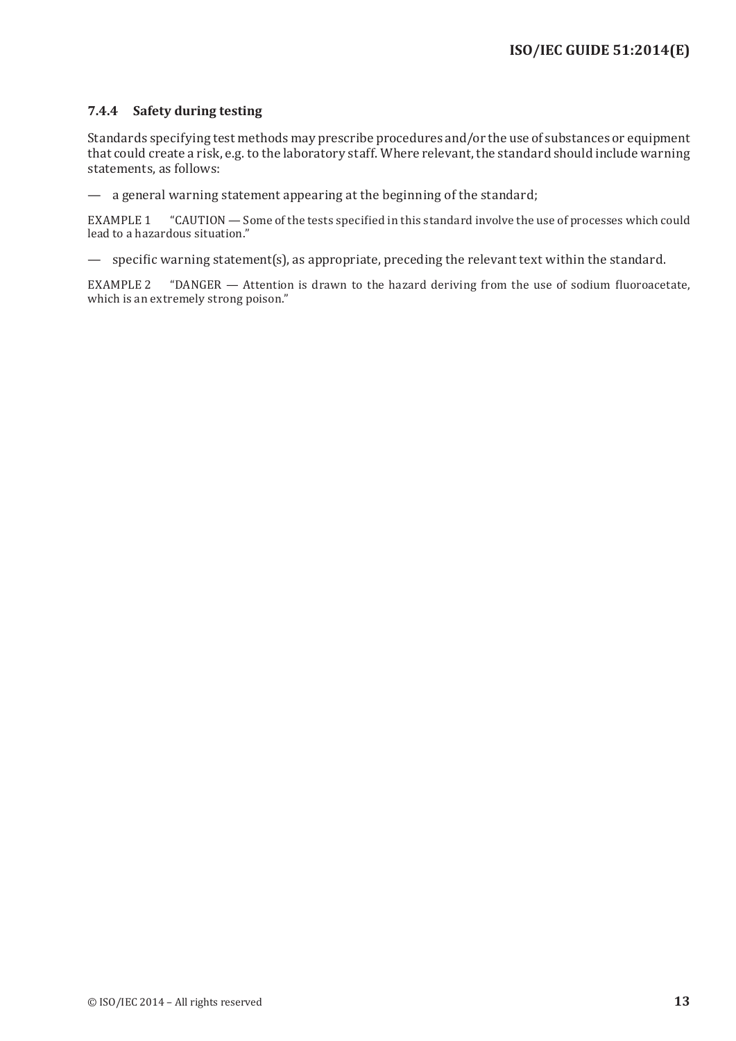#### 7.4.4 Safety during testing

Standards specifying test methods may prescribe procedures and/or the use of substances or equipment that could create a risk, e.g. to the laboratory staff. Where relevant, the standard should include warning statements, as follows:

— a general warning statement appearing at the beginning of the standard;

EXAMPLE 1 "CAUTION — Some of the tests specified in this standard involve the use of processes which could lead to a hazardous situation."

— specific warning statement(s), as appropriate, preceding the relevant text within the standard.

EXAMPLE 2 "DANGER — Attention is drawn to the hazard deriving from the use of sodium fluoroacetate, which is an extremely strong poison."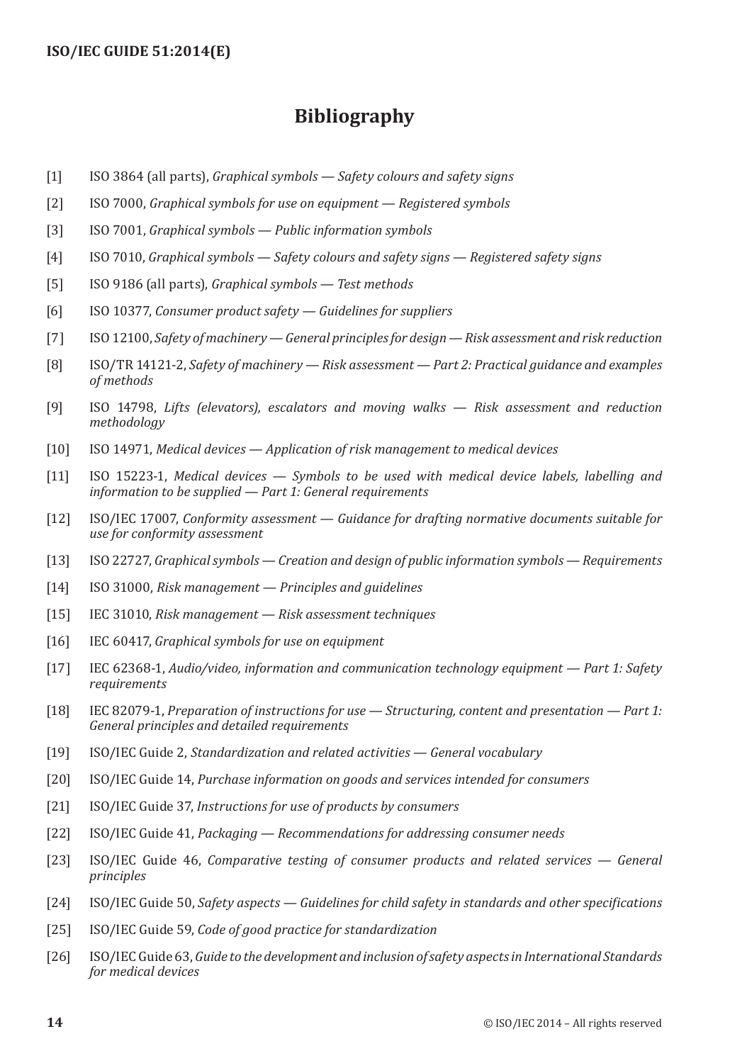# Bibliography

[1] ISO 3864 (all parts), *Graphical symbols — Safety colours and safety signs*

[2] ISO 7000, *Graphical symbols for use on equipment — Registered symbols*

[3] ISO 7001, *Graphical symbols — Public information symbols*

[4] ISO 7010, *Graphical symbols — Safety colours and safety signs — Registered safety signs*

[5] ISO 9186 (all parts), *Graphical symbols — Test methods*

[6] ISO 10377, *Consumer product safety — Guidelines for suppliers*

[7] ISO 12100, *Safety of machinery — General principles for design — Risk assessment and risk reduction*

[8] ISO/TR 14121-2, *Safety of machinery — Risk assessment — Part 2: Practical guidance and examples of methods*

[9] ISO 14798, *Lifts (elevators), escalators and moving walks — Risk assessment and reduction methodology*

[10] ISO 14971, *Medical devices — Application of risk management to medical devices*

[11] ISO 15223-1, *Medical devices — Symbols to be used with medical device labels, labelling and information to be supplied — Part 1: General requirements*

[12] ISO/IEC 17007, *Conformity assessment — Guidance for drafting normative documents suitable for use for conformity assessment*

[13] ISO 22727, *Graphical symbols — Creation and design of public information symbols — Requirements*

[14] ISO 31000, *Risk management — Principles and guidelines*

[15] IEC 31010, *Risk management — Risk assessment techniques*

[16] IEC 60417, *Graphical symbols for use on equipment*

[17] IEC 62368-1, *Audio/video, information and communication technology equipment — Part 1: Safety requirements*

[18] IEC 82079-1, *Preparation of instructions for use — Structuring, content and presentation — Part 1: General principles and detailed requirements*

[19] ISO/IEC Guide 2, *Standardization and related activities — General vocabulary*

[20] ISO/IEC Guide 14, *Purchase information on goods and services intended for consumers*

[21] ISO/IEC Guide 37, *Instructions for use of products by consumers*

[22] ISO/IEC Guide 41, *Packaging — Recommendations for addressing consumer needs*

[23] ISO/IEC Guide 46, *Comparative testing of consumer products and related services — General principles*

[24] ISO/IEC Guide 50, *Safety aspects — Guidelines for child safety in standards and other specifications*

[25] ISO/IEC Guide 59, *Code of good practice for standardization*

[26] ISO/IEC Guide 63, *Guide to the development and inclusion of safety aspects in International Standards for medical devices*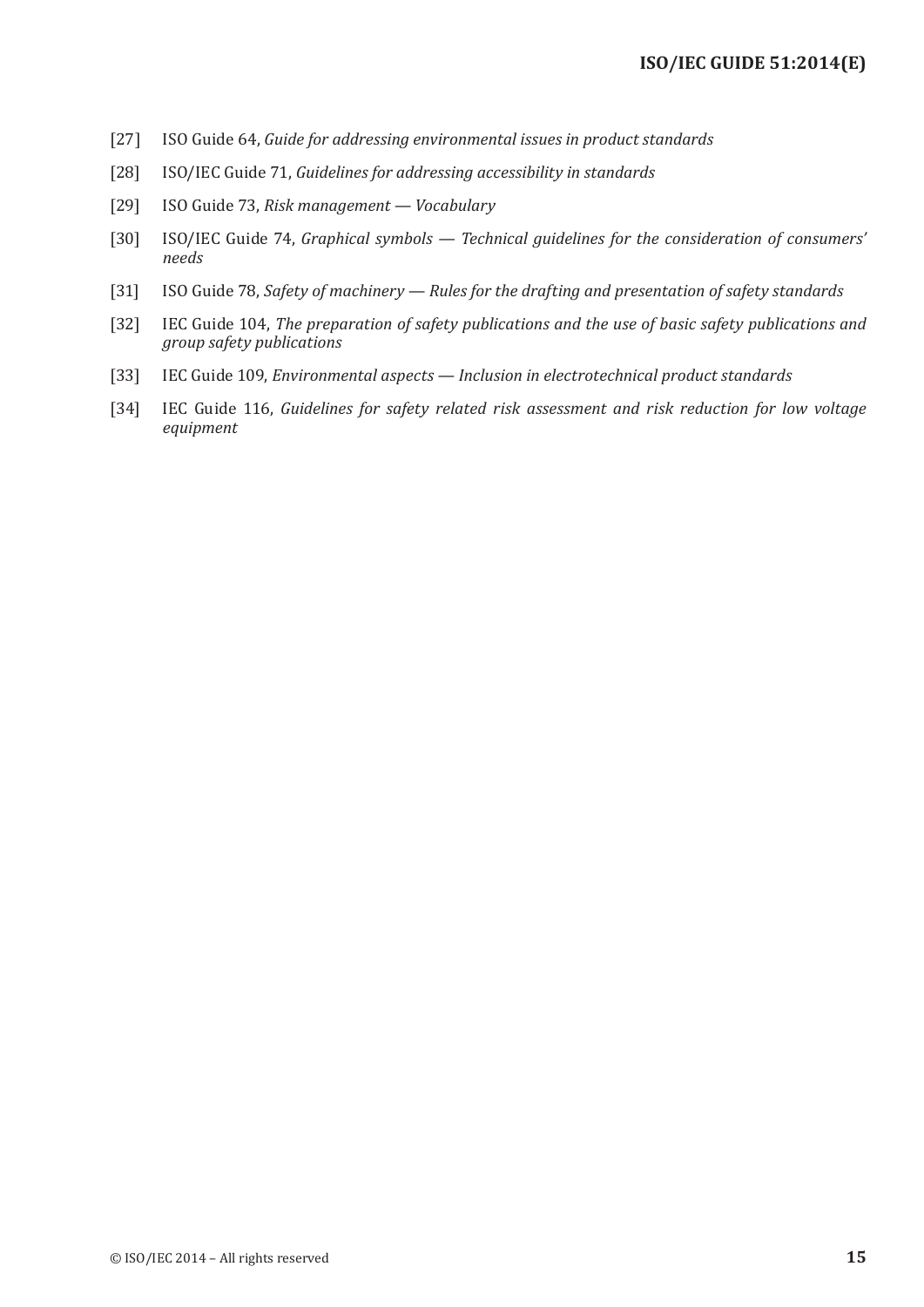[27] ISO Guide 64, *Guide for addressing environmental issues in product standards*

[28] ISO/IEC Guide 71, *Guidelines for addressing accessibility in standards*

[29] ISO Guide 73, *Risk management — Vocabulary*

[30] ISO/IEC Guide 74, *Graphical symbols — Technical guidelines for the consideration of consumers' needs*

[31] ISO Guide 78, *Safety of machinery — Rules for the drafting and presentation of safety standards*

[32] IEC Guide 104, *The preparation of safety publications and the use of basic safety publications and group safety publications*

[33] IEC Guide 109, *Environmental aspects — Inclusion in electrotechnical product standards*

[34] IEC Guide 116, *Guidelines for safety related risk assessment and risk reduction for low voltage equipment*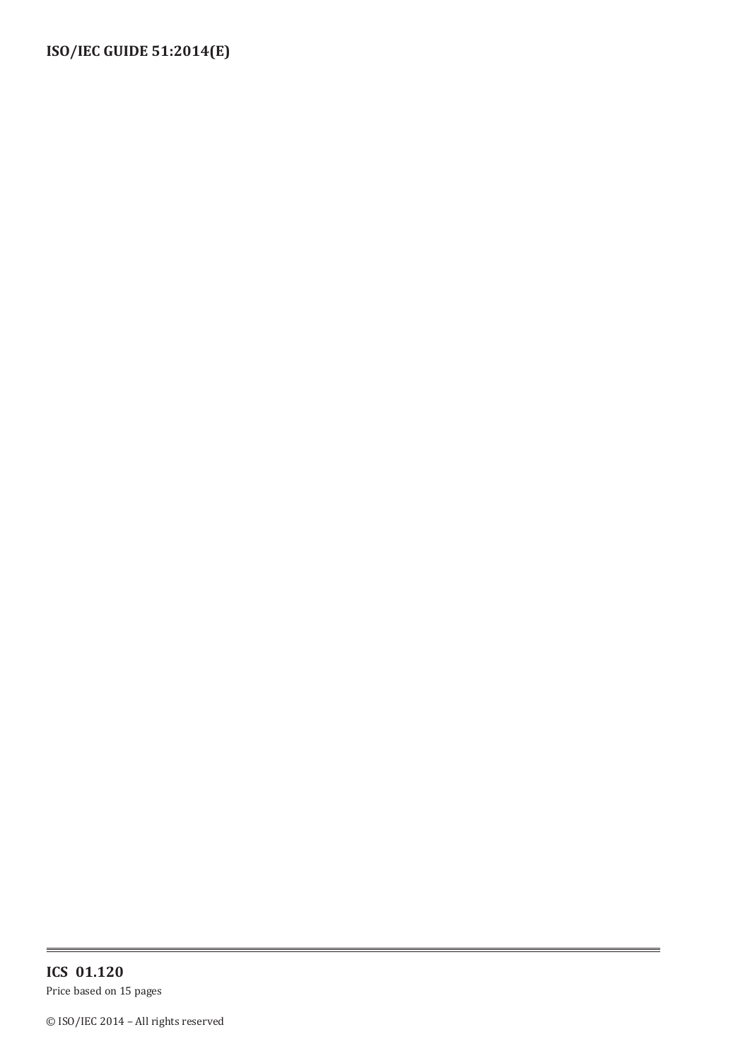ICS 01.120

Price based on 15 pages

© ISO/IEC 2014 – All rights reserved